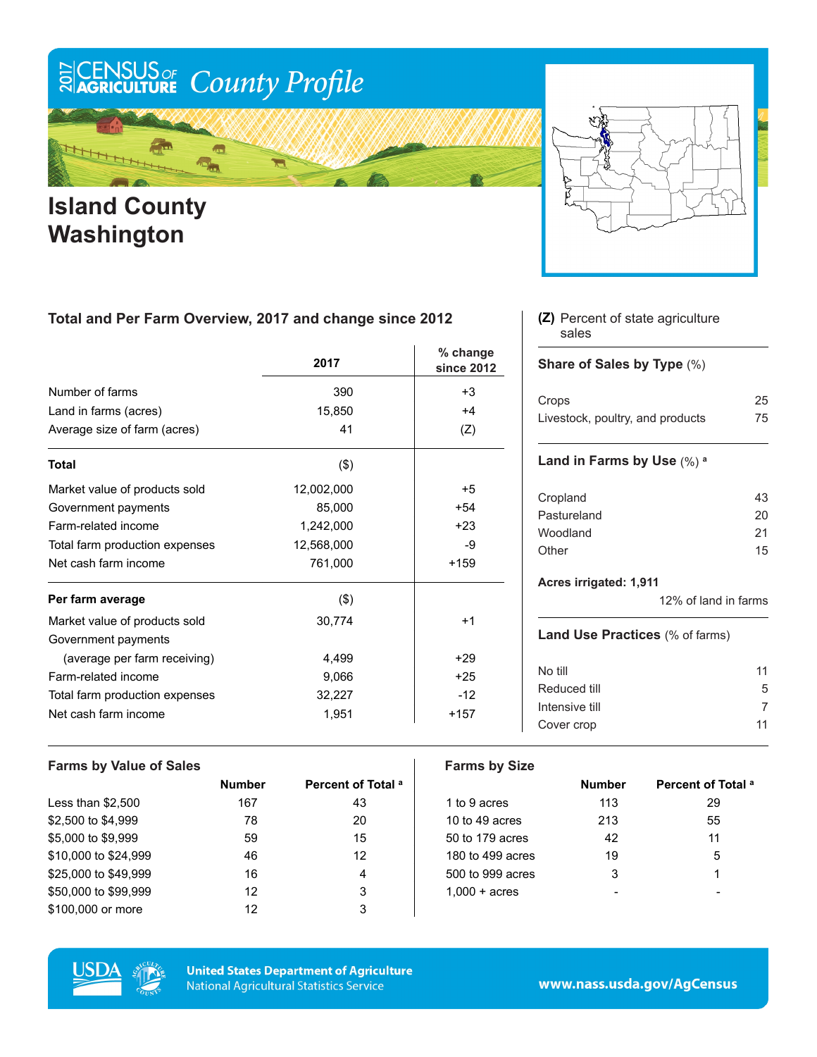# 2017 CENSUS OF AGRICULTURE County Profile

# Island County Washington

## Total and Per Farm Overview, 2017 and change since 2012

| | 2017 | % change since 2012 |
|---|---|---|
| Number of farms | 390 | +3 |
| Land in farms (acres) | 15,850 | +4 |
| Average size of farm (acres) | 41 | (Z) |
| **Total** | ($) | |
| Market value of products sold | 12,002,000 | +5 |
| Government payments | 85,000 | +54 |
| Farm-related income | 1,242,000 | +23 |
| Total farm production expenses | 12,568,000 | -9 |
| Net cash farm income | 761,000 | +159 |
| **Per farm average** | ($) | |
| Market value of products sold | 30,774 | +1 |
| Government payments (average per farm receiving) | 4,499 | +29 |
| Farm-related income | 9,066 | +25 |
| Total farm production expenses | 32,227 | -12 |
| Net cash farm income | 1,951 | +157 |

**(Z)** Percent of state agriculture sales

### Share of Sales by Type (%)

| | |
|---|---|
| Crops | 25 |
| Livestock, poultry, and products | 75 |

### Land in Farms by Use (%) [a]

| | |
|---|---|
| Cropland | 43 |
| Pastureland | 20 |
| Woodland | 21 |
| Other | 15 |

**Acres irrigated: 1,911**

12% of land in farms

### Land Use Practices (% of farms)

| | |
|---|---|
| No till | 11 |
| Reduced till | 5 |
| Intensive till | 7 |
| Cover crop | 11 |

## Farms by Value of Sales

| | Number | Percent of Total [a] |
|---|---|---|
| Less than $2,500 | 167 | 43 |
| $2,500 to $4,999 | 78 | 20 |
| $5,000 to $9,999 | 59 | 15 |
| $10,000 to $24,999 | 46 | 12 |
| $25,000 to $49,999 | 16 | 4 |
| $50,000 to $99,999 | 12 | 3 |
| $100,000 or more | 12 | 3 |

## Farms by Size

| | Number | Percent of Total [a] |
|---|---|---|
| 1 to 9 acres | 113 | 29 |
| 10 to 49 acres | 213 | 55 |
| 50 to 179 acres | 42 | 11 |
| 180 to 499 acres | 19 | 5 |
| 500 to 999 acres | 3 | 1 |
| 1,000 + acres | - | - |

United States Department of Agriculture
National Agricultural Statistics Service

www.nass.usda.gov/AgCensus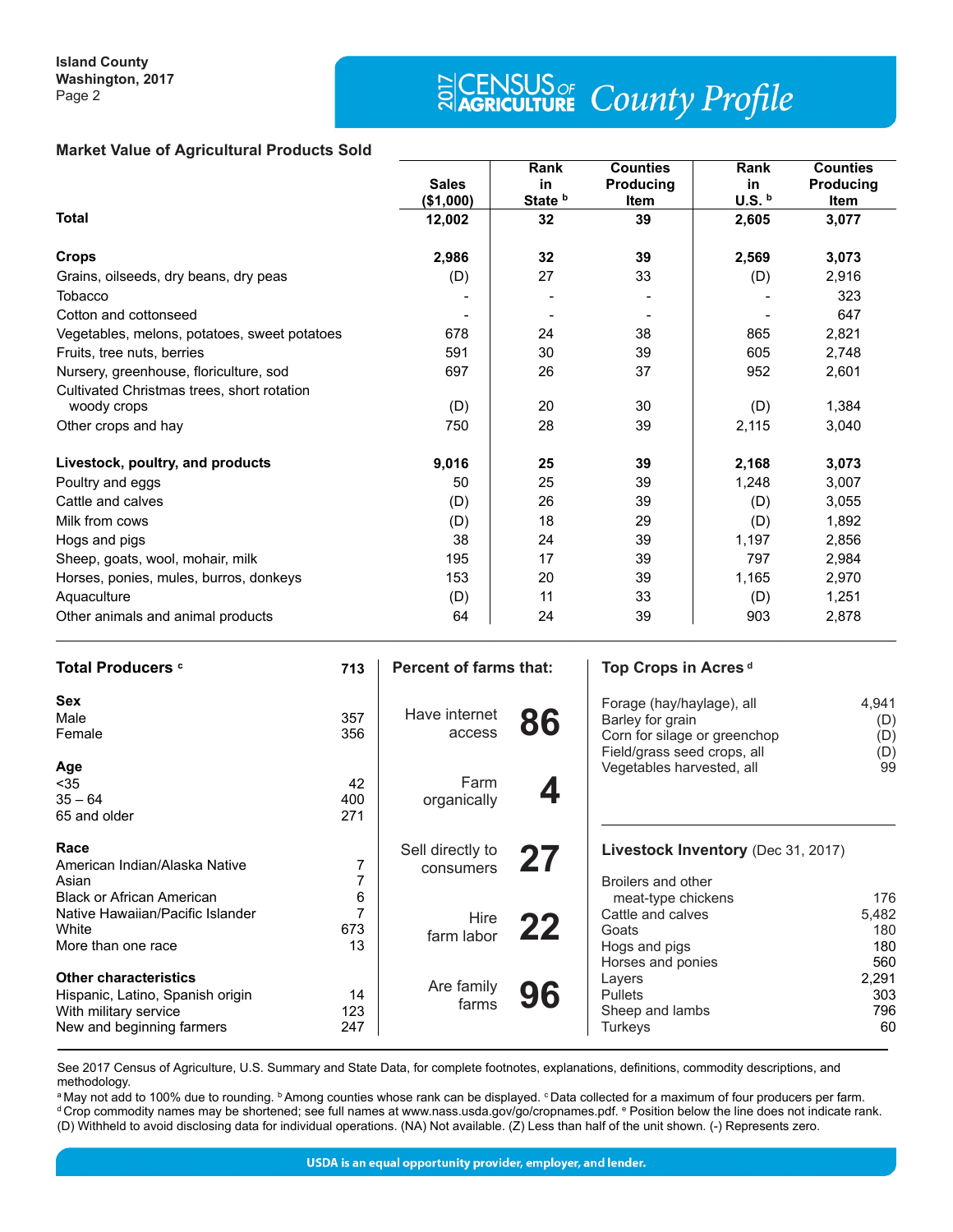# 2017 Census of Agriculture County Profile

**Island County Washington, 2017**

## Market Value of Agricultural Products Sold

| | Sales ($1,000) | Rank in State [b] | Counties Producing Item | Rank in U.S. [b] | Counties Producing Item |
|---|---|---|---|---|---|
| **Total** | **12,002** | **32** | **39** | **2,605** | **3,077** |
| **Crops** | **2,986** | **32** | **39** | **2,569** | **3,073** |
| Grains, oilseeds, dry beans, dry peas | (D) | 27 | 33 | (D) | 2,916 |
| Tobacco | - | - | - | - | 323 |
| Cotton and cottonseed | - | - | - | - | 647 |
| Vegetables, melons, potatoes, sweet potatoes | 678 | 24 | 38 | 865 | 2,821 |
| Fruits, tree nuts, berries | 591 | 30 | 39 | 605 | 2,748 |
| Nursery, greenhouse, floriculture, sod | 697 | 26 | 37 | 952 | 2,601 |
| Cultivated Christmas trees, short rotation woody crops | (D) | 20 | 30 | (D) | 1,384 |
| Other crops and hay | 750 | 28 | 39 | 2,115 | 3,040 |
| **Livestock, poultry, and products** | **9,016** | **25** | **39** | **2,168** | **3,073** |
| Poultry and eggs | 50 | 25 | 39 | 1,248 | 3,007 |
| Cattle and calves | (D) | 26 | 39 | (D) | 3,055 |
| Milk from cows | (D) | 18 | 29 | (D) | 1,892 |
| Hogs and pigs | 38 | 24 | 39 | 1,197 | 2,856 |
| Sheep, goats, wool, mohair, milk | 195 | 17 | 39 | 797 | 2,984 |
| Horses, ponies, mules, burros, donkeys | 153 | 20 | 39 | 1,165 | 2,970 |
| Aquaculture | (D) | 11 | 33 | (D) | 1,251 |
| Other animals and animal products | 64 | 24 | 39 | 903 | 2,878 |

## Total Producers [c]: 713

| | |
|---|---|
| **Sex** | |
| Male | 357 |
| Female | 356 |
| **Age** | |
| <35 | 42 |
| 35 – 64 | 400 |
| 65 and older | 271 |
| **Race** | |
| American Indian/Alaska Native | 7 |
| Asian | 7 |
| Black or African American | 6 |
| Native Hawaiian/Pacific Islander | 7 |
| White | 673 |
| More than one race | 13 |
| **Other characteristics** | |
| Hispanic, Latino, Spanish origin | 14 |
| With military service | 123 |
| New and beginning farmers | 247 |

## Percent of farms that:

| | |
|---|---|
| Have internet access | 86 |
| Farm organically | 4 |
| Sell directly to consumers | 27 |
| Hire farm labor | 22 |
| Are family farms | 96 |

## Top Crops in Acres [d]

| | |
|---|---|
| Forage (hay/haylage), all | 4,941 |
| Barley for grain | (D) |
| Corn for silage or greenchop | (D) |
| Field/grass seed crops, all | (D) |
| Vegetables harvested, all | 99 |

## Livestock Inventory (Dec 31, 2017)

| | |
|---|---|
| Broilers and other meat-type chickens | 176 |
| Cattle and calves | 5,482 |
| Goats | 180 |
| Hogs and pigs | 180 |
| Horses and ponies | 560 |
| Layers | 2,291 |
| Pullets | 303 |
| Sheep and lambs | 796 |
| Turkeys | 60 |

See 2017 Census of Agriculture, U.S. Summary and State Data, for complete footnotes, explanations, definitions, commodity descriptions, and methodology.

[a] May not add to 100% due to rounding. [b] Among counties whose rank can be displayed. [c] Data collected for a maximum of four producers per farm. [d] Crop commodity names may be shortened; see full names at www.nass.usda.gov/go/cropnames.pdf. [e] Position below the line does not indicate rank. (D) Withheld to avoid disclosing data for individual operations. (NA) Not available. (Z) Less than half of the unit shown. (-) Represents zero.

USDA is an equal opportunity provider, employer, and lender.